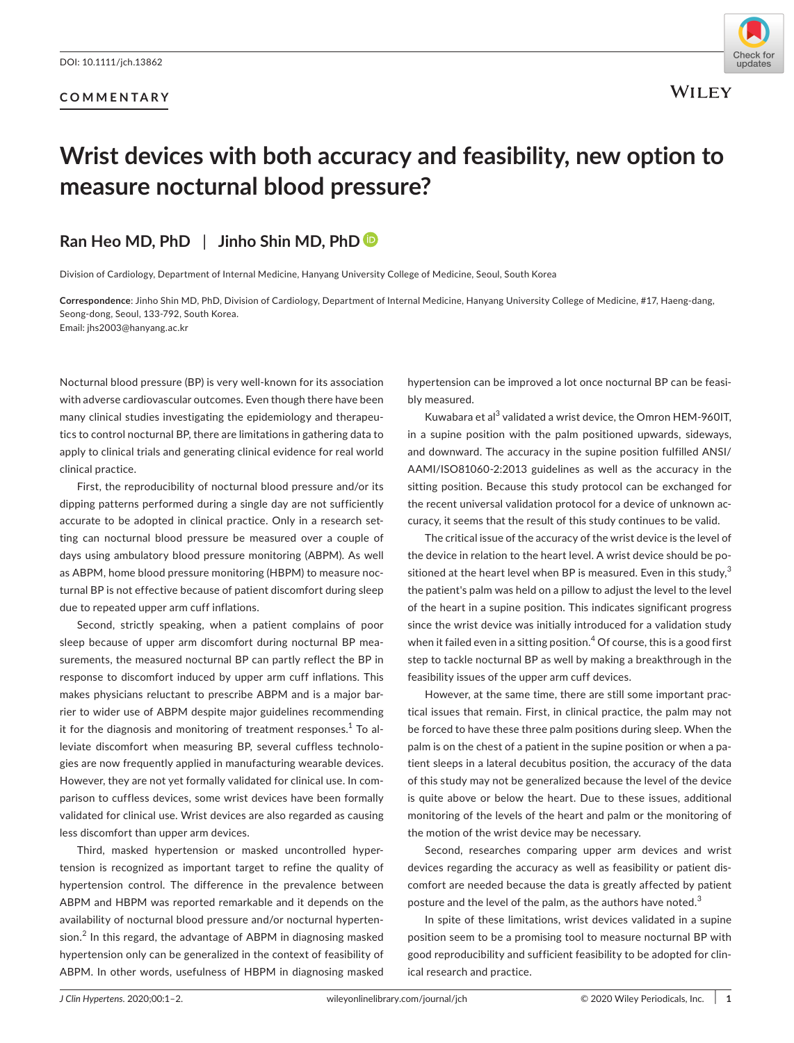DOI: 10.1111/jch.13862

**COMMENTARY**

# Wrist devices with both accuracy and feasibility, new option to measure nocturnal blood pressure?

**Ran Heo MD, PhD | Jinho Shin MD, PhD**

Division of Cardiology, Department of Internal Medicine, Hanyang University College of Medicine, Seoul, South Korea

**Correspondence**: Jinho Shin MD, PhD, Division of Cardiology, Department of Internal Medicine, Hanyang University College of Medicine, #17, Haeng-dang, Seong-dong, Seoul, 133-792, South Korea.
Email: jhs2003@hanyang.ac.kr

Nocturnal blood pressure (BP) is very well-known for its association with adverse cardiovascular outcomes. Even though there have been many clinical studies investigating the epidemiology and therapeutics to control nocturnal BP, there are limitations in gathering data to apply to clinical trials and generating clinical evidence for real world clinical practice.

First, the reproducibility of nocturnal blood pressure and/or its dipping patterns performed during a single day are not sufficiently accurate to be adopted in clinical practice. Only in a research setting can nocturnal blood pressure be measured over a couple of days using ambulatory blood pressure monitoring (ABPM). As well as ABPM, home blood pressure monitoring (HBPM) to measure nocturnal BP is not effective because of patient discomfort during sleep due to repeated upper arm cuff inflations.

Second, strictly speaking, when a patient complains of poor sleep because of upper arm discomfort during nocturnal BP measurements, the measured nocturnal BP can partly reflect the BP in response to discomfort induced by upper arm cuff inflations. This makes physicians reluctant to prescribe ABPM and is a major barrier to wider use of ABPM despite major guidelines recommending it for the diagnosis and monitoring of treatment responses.[1] To alleviate discomfort when measuring BP, several cuffless technologies are now frequently applied in manufacturing wearable devices. However, they are not yet formally validated for clinical use. In comparison to cuffless devices, some wrist devices have been formally validated for clinical use. Wrist devices are also regarded as causing less discomfort than upper arm devices.

Third, masked hypertension or masked uncontrolled hypertension is recognized as important target to refine the quality of hypertension control. The difference in the prevalence between ABPM and HBPM was reported remarkable and it depends on the availability of nocturnal blood pressure and/or nocturnal hypertension.[2] In this regard, the advantage of ABPM in diagnosing masked hypertension only can be generalized in the context of feasibility of ABPM. In other words, usefulness of HBPM in diagnosing masked hypertension can be improved a lot once nocturnal BP can be feasibly measured.

Kuwabara et al[3] validated a wrist device, the Omron HEM-960IT, in a supine position with the palm positioned upwards, sideways, and downward. The accuracy in the supine position fulfilled ANSI/AAMI/ISO81060-2:2013 guidelines as well as the accuracy in the sitting position. Because this study protocol can be exchanged for the recent universal validation protocol for a device of unknown accuracy, it seems that the result of this study continues to be valid.

The critical issue of the accuracy of the wrist device is the level of the device in relation to the heart level. A wrist device should be positioned at the heart level when BP is measured. Even in this study,[3] the patient's palm was held on a pillow to adjust the level to the level of the heart in a supine position. This indicates significant progress since the wrist device was initially introduced for a validation study when it failed even in a sitting position.[4] Of course, this is a good first step to tackle nocturnal BP as well by making a breakthrough in the feasibility issues of the upper arm cuff devices.

However, at the same time, there are still some important practical issues that remain. First, in clinical practice, the palm may not be forced to have these three palm positions during sleep. When the palm is on the chest of a patient in the supine position or when a patient sleeps in a lateral decubitus position, the accuracy of the data of this study may not be generalized because the level of the device is quite above or below the heart. Due to these issues, additional monitoring of the levels of the heart and palm or the monitoring of the motion of the wrist device may be necessary.

Second, researches comparing upper arm devices and wrist devices regarding the accuracy as well as feasibility or patient discomfort are needed because the data is greatly affected by patient posture and the level of the palm, as the authors have noted.[3]

In spite of these limitations, wrist devices validated in a supine position seem to be a promising tool to measure nocturnal BP with good reproducibility and sufficient feasibility to be adopted for clinical research and practice.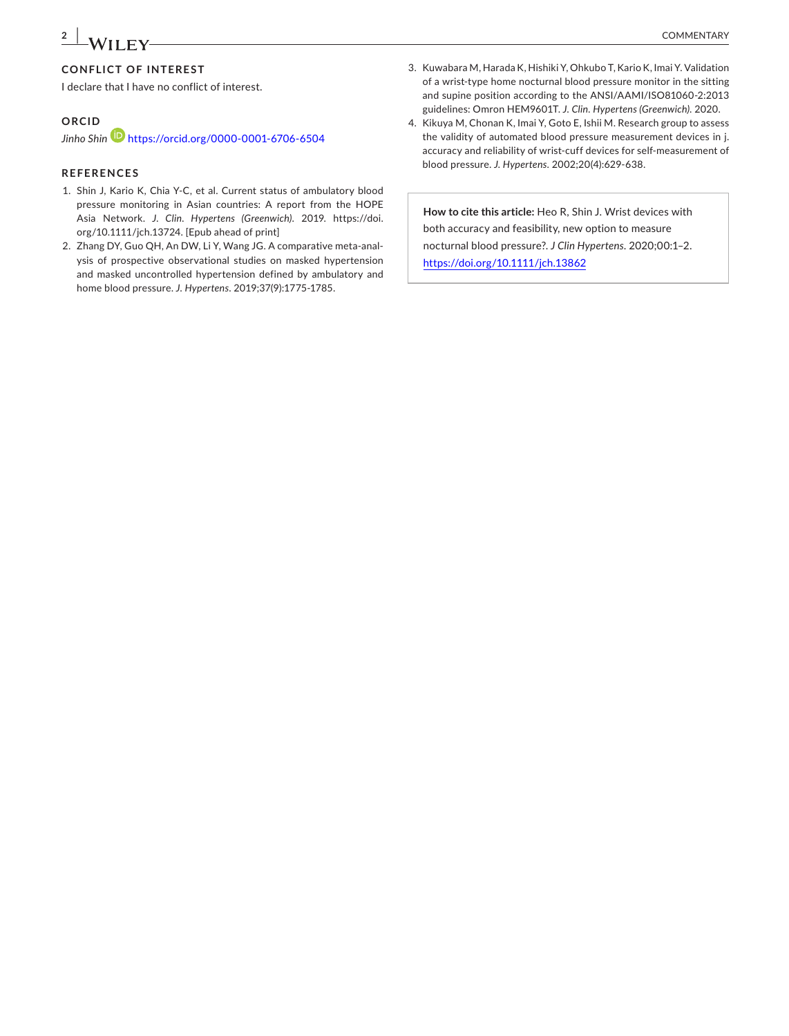## CONFLICT OF INTEREST

I declare that I have no conflict of interest.

## ORCID

*Jinho Shin* https://orcid.org/0000-0001-6706-6504

## REFERENCES

1. Shin J, Kario K, Chia Y-C, et al. Current status of ambulatory blood pressure monitoring in Asian countries: A report from the HOPE Asia Network. *J. Clin. Hypertens (Greenwich).* 2019. https://doi.org/10.1111/jch.13724. [Epub ahead of print]
2. Zhang DY, Guo QH, An DW, Li Y, Wang JG. A comparative meta-analysis of prospective observational studies on masked hypertension and masked uncontrolled hypertension defined by ambulatory and home blood pressure. *J. Hypertens*. 2019;37(9):1775-1785.
3. Kuwabara M, Harada K, Hishiki Y, Ohkubo T, Kario K, Imai Y. Validation of a wrist-type home nocturnal blood pressure monitor in the sitting and supine position according to the ANSI/AAMI/ISO81060-2:2013 guidelines: Omron HEM9601T. *J. Clin. Hypertens (Greenwich).* 2020.
4. Kikuya M, Chonan K, Imai Y, Goto E, Ishii M. Research group to assess the validity of automated blood pressure measurement devices in j. accuracy and reliability of wrist-cuff devices for self-measurement of blood pressure. *J. Hypertens*. 2002;20(4):629-638.

**How to cite this article:** Heo R, Shin J. Wrist devices with both accuracy and feasibility, new option to measure nocturnal blood pressure?. *J Clin Hypertens*. 2020;00:1–2. https://doi.org/10.1111/jch.13862